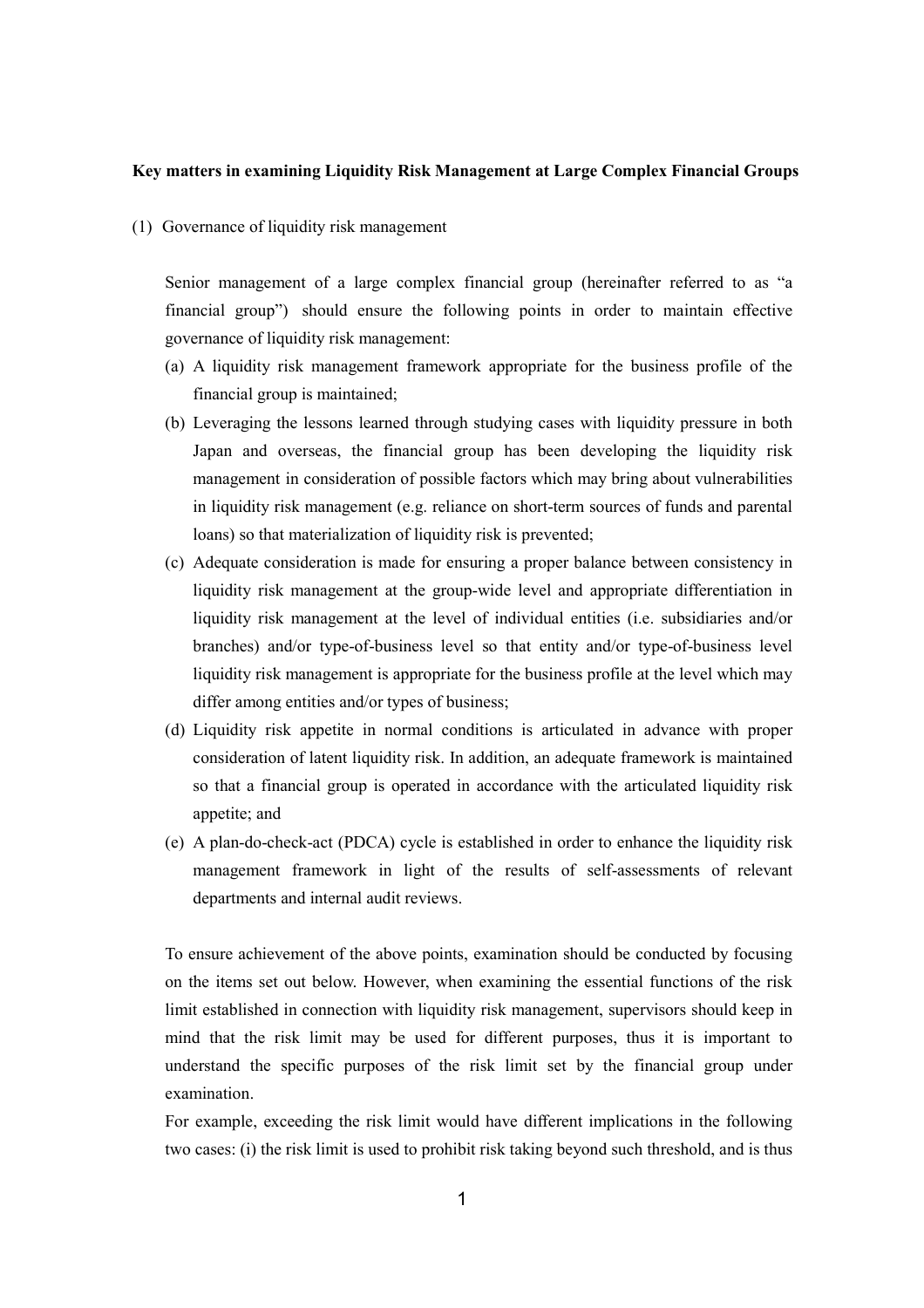**Key matters in examining Liquidity Risk Management at Large Complex Financial Groups**

(1) Governance of liquidity risk management

Senior management of a large complex financial group (hereinafter referred to as "a financial group") should ensure the following points in order to maintain effective governance of liquidity risk management:

(a) A liquidity risk management framework appropriate for the business profile of the financial group is maintained;

(b) Leveraging the lessons learned through studying cases with liquidity pressure in both Japan and overseas, the financial group has been developing the liquidity risk management in consideration of possible factors which may bring about vulnerabilities in liquidity risk management (e.g. reliance on short-term sources of funds and parental loans) so that materialization of liquidity risk is prevented;

(c) Adequate consideration is made for ensuring a proper balance between consistency in liquidity risk management at the group-wide level and appropriate differentiation in liquidity risk management at the level of individual entities (i.e. subsidiaries and/or branches) and/or type-of-business level so that entity and/or type-of-business level liquidity risk management is appropriate for the business profile at the level which may differ among entities and/or types of business;

(d) Liquidity risk appetite in normal conditions is articulated in advance with proper consideration of latent liquidity risk. In addition, an adequate framework is maintained so that a financial group is operated in accordance with the articulated liquidity risk appetite; and

(e) A plan-do-check-act (PDCA) cycle is established in order to enhance the liquidity risk management framework in light of the results of self-assessments of relevant departments and internal audit reviews.

To ensure achievement of the above points, examination should be conducted by focusing on the items set out below. However, when examining the essential functions of the risk limit established in connection with liquidity risk management, supervisors should keep in mind that the risk limit may be used for different purposes, thus it is important to understand the specific purposes of the risk limit set by the financial group under examination.

For example, exceeding the risk limit would have different implications in the following two cases: (i) the risk limit is used to prohibit risk taking beyond such threshold, and is thus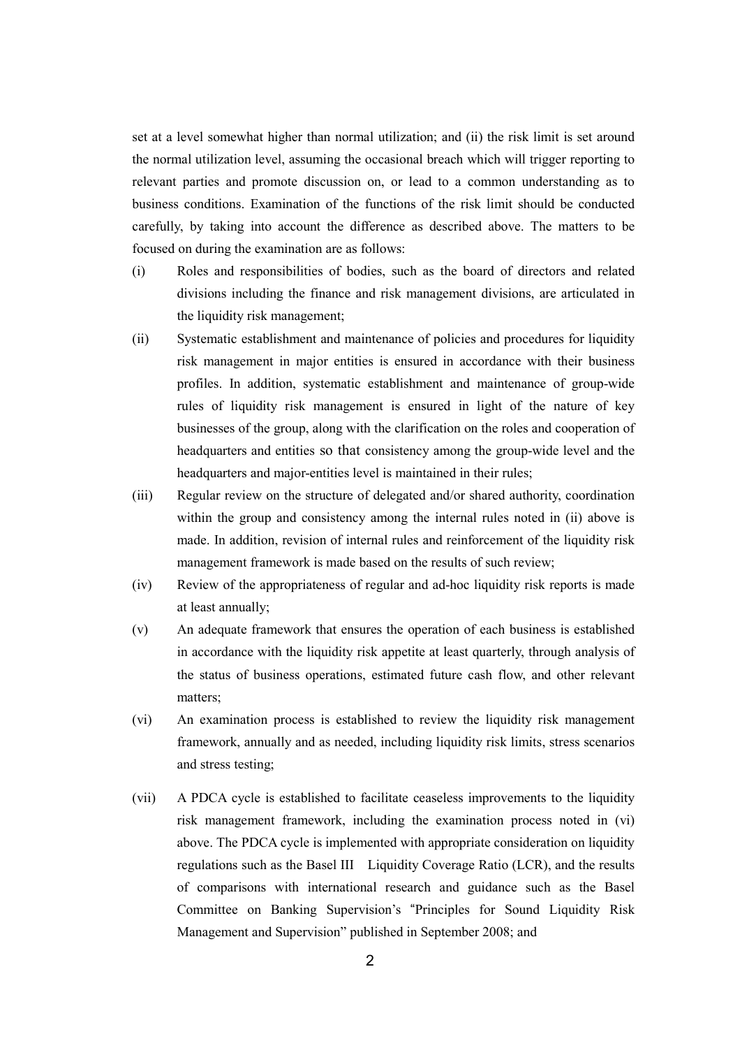set at a level somewhat higher than normal utilization; and (ii) the risk limit is set around the normal utilization level, assuming the occasional breach which will trigger reporting to relevant parties and promote discussion on, or lead to a common understanding as to business conditions. Examination of the functions of the risk limit should be conducted carefully, by taking into account the difference as described above. The matters to be focused on during the examination are as follows:

(i) Roles and responsibilities of bodies, such as the board of directors and related divisions including the finance and risk management divisions, are articulated in the liquidity risk management;

(ii) Systematic establishment and maintenance of policies and procedures for liquidity risk management in major entities is ensured in accordance with their business profiles. In addition, systematic establishment and maintenance of group-wide rules of liquidity risk management is ensured in light of the nature of key businesses of the group, along with the clarification on the roles and cooperation of headquarters and entities so that consistency among the group-wide level and the headquarters and major-entities level is maintained in their rules;

(iii) Regular review on the structure of delegated and/or shared authority, coordination within the group and consistency among the internal rules noted in (ii) above is made. In addition, revision of internal rules and reinforcement of the liquidity risk management framework is made based on the results of such review;

(iv) Review of the appropriateness of regular and ad-hoc liquidity risk reports is made at least annually;

(v) An adequate framework that ensures the operation of each business is established in accordance with the liquidity risk appetite at least quarterly, through analysis of the status of business operations, estimated future cash flow, and other relevant matters;

(vi) An examination process is established to review the liquidity risk management framework, annually and as needed, including liquidity risk limits, stress scenarios and stress testing;

(vii) A PDCA cycle is established to facilitate ceaseless improvements to the liquidity risk management framework, including the examination process noted in (vi) above. The PDCA cycle is implemented with appropriate consideration on liquidity regulations such as the Basel III Liquidity Coverage Ratio (LCR), and the results of comparisons with international research and guidance such as the Basel Committee on Banking Supervision's "Principles for Sound Liquidity Risk Management and Supervision" published in September 2008; and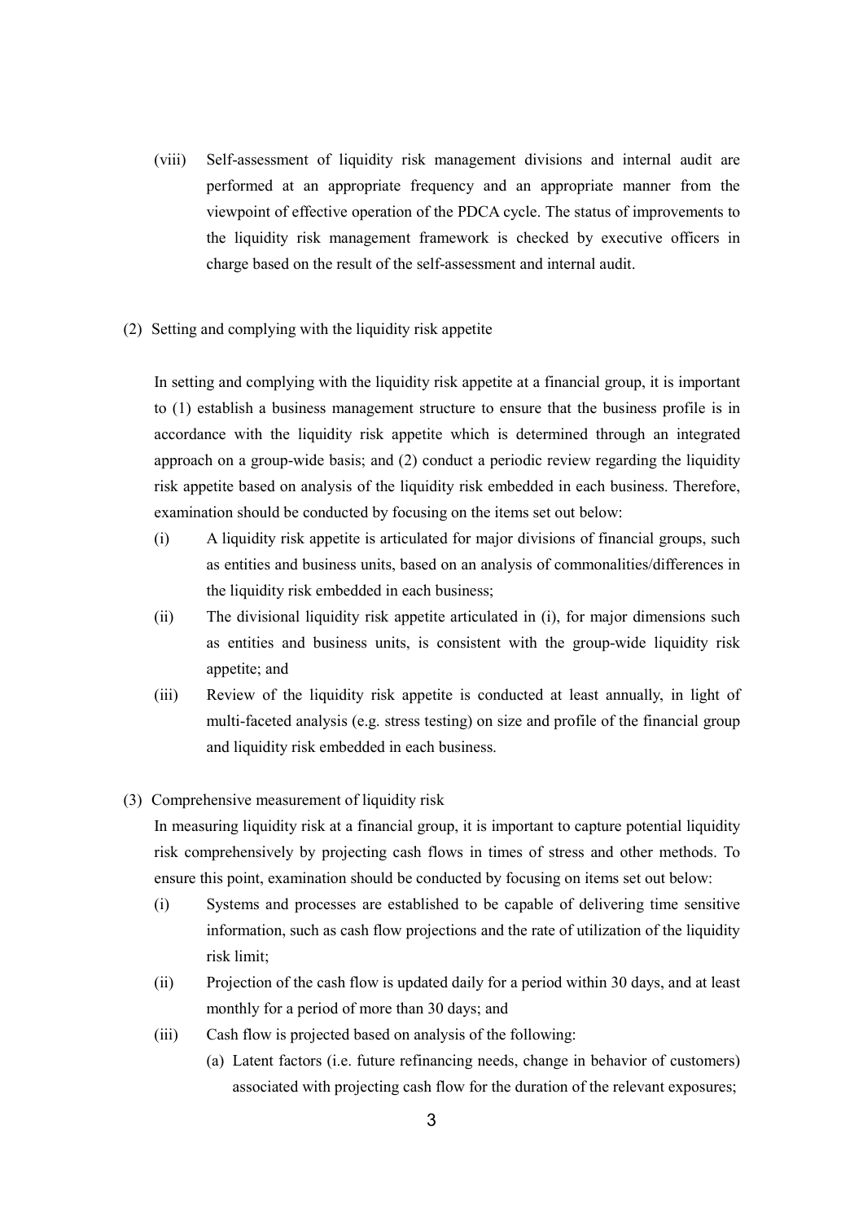(viii) Self-assessment of liquidity risk management divisions and internal audit are performed at an appropriate frequency and an appropriate manner from the viewpoint of effective operation of the PDCA cycle. The status of improvements to the liquidity risk management framework is checked by executive officers in charge based on the result of the self-assessment and internal audit.

(2) Setting and complying with the liquidity risk appetite

In setting and complying with the liquidity risk appetite at a financial group, it is important to (1) establish a business management structure to ensure that the business profile is in accordance with the liquidity risk appetite which is determined through an integrated approach on a group-wide basis; and (2) conduct a periodic review regarding the liquidity risk appetite based on analysis of the liquidity risk embedded in each business. Therefore, examination should be conducted by focusing on the items set out below:

(i) A liquidity risk appetite is articulated for major divisions of financial groups, such as entities and business units, based on an analysis of commonalities/differences in the liquidity risk embedded in each business;

(ii) The divisional liquidity risk appetite articulated in (i), for major dimensions such as entities and business units, is consistent with the group-wide liquidity risk appetite; and

(iii) Review of the liquidity risk appetite is conducted at least annually, in light of multi-faceted analysis (e.g. stress testing) on size and profile of the financial group and liquidity risk embedded in each business.

(3) Comprehensive measurement of liquidity risk

In measuring liquidity risk at a financial group, it is important to capture potential liquidity risk comprehensively by projecting cash flows in times of stress and other methods. To ensure this point, examination should be conducted by focusing on items set out below:

(i) Systems and processes are established to be capable of delivering time sensitive information, such as cash flow projections and the rate of utilization of the liquidity risk limit;

(ii) Projection of the cash flow is updated daily for a period within 30 days, and at least monthly for a period of more than 30 days; and

(iii) Cash flow is projected based on analysis of the following:

(a) Latent factors (i.e. future refinancing needs, change in behavior of customers) associated with projecting cash flow for the duration of the relevant exposures;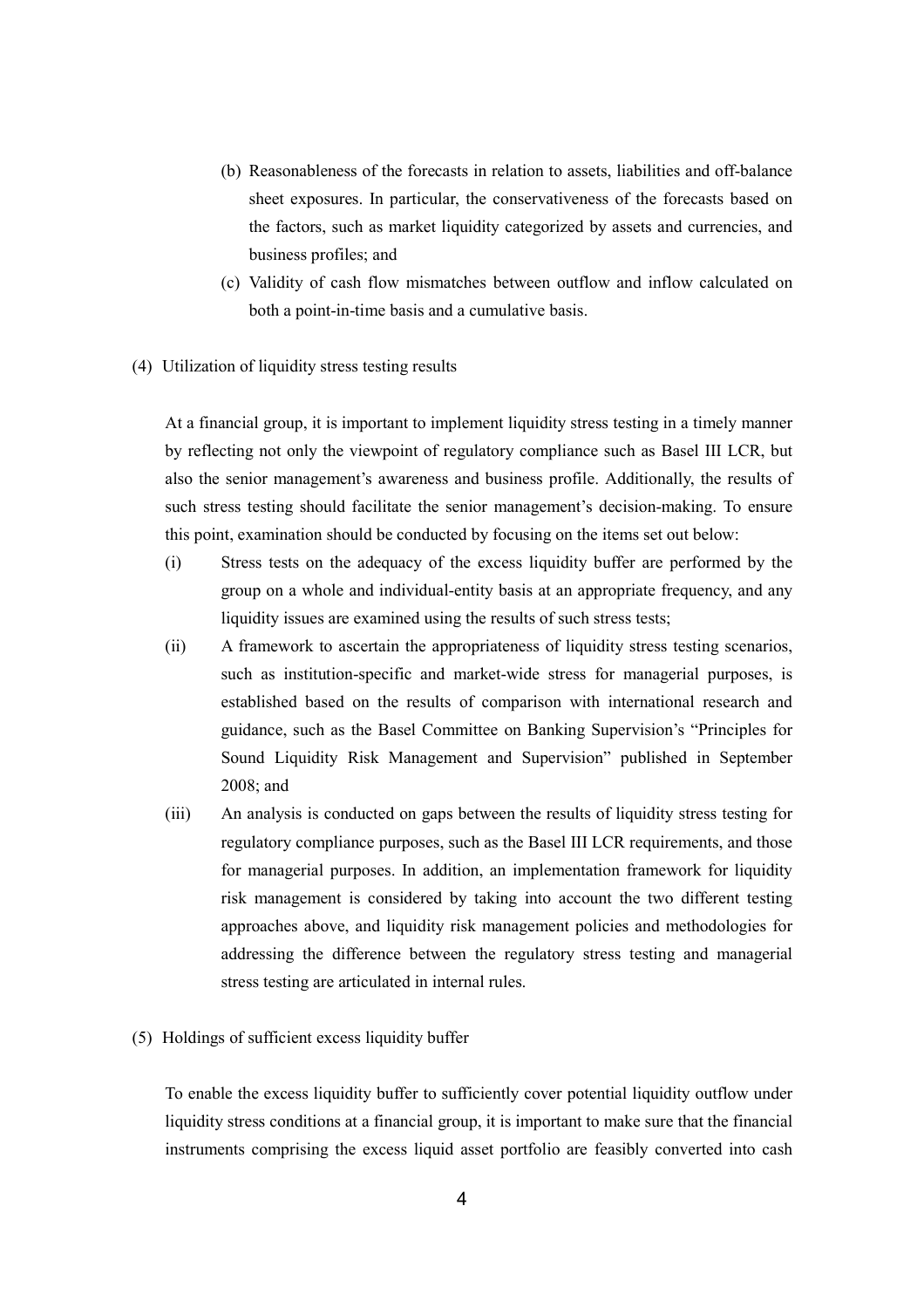(b) Reasonableness of the forecasts in relation to assets, liabilities and off-balance sheet exposures. In particular, the conservativeness of the forecasts based on the factors, such as market liquidity categorized by assets and currencies, and business profiles; and

(c) Validity of cash flow mismatches between outflow and inflow calculated on both a point-in-time basis and a cumulative basis.

(4) Utilization of liquidity stress testing results

At a financial group, it is important to implement liquidity stress testing in a timely manner by reflecting not only the viewpoint of regulatory compliance such as Basel III LCR, but also the senior management's awareness and business profile. Additionally, the results of such stress testing should facilitate the senior management's decision-making. To ensure this point, examination should be conducted by focusing on the items set out below:

(i) Stress tests on the adequacy of the excess liquidity buffer are performed by the group on a whole and individual-entity basis at an appropriate frequency, and any liquidity issues are examined using the results of such stress tests;

(ii) A framework to ascertain the appropriateness of liquidity stress testing scenarios, such as institution-specific and market-wide stress for managerial purposes, is established based on the results of comparison with international research and guidance, such as the Basel Committee on Banking Supervision's "Principles for Sound Liquidity Risk Management and Supervision" published in September 2008; and

(iii) An analysis is conducted on gaps between the results of liquidity stress testing for regulatory compliance purposes, such as the Basel III LCR requirements, and those for managerial purposes. In addition, an implementation framework for liquidity risk management is considered by taking into account the two different testing approaches above, and liquidity risk management policies and methodologies for addressing the difference between the regulatory stress testing and managerial stress testing are articulated in internal rules.

(5) Holdings of sufficient excess liquidity buffer

To enable the excess liquidity buffer to sufficiently cover potential liquidity outflow under liquidity stress conditions at a financial group, it is important to make sure that the financial instruments comprising the excess liquid asset portfolio are feasibly converted into cash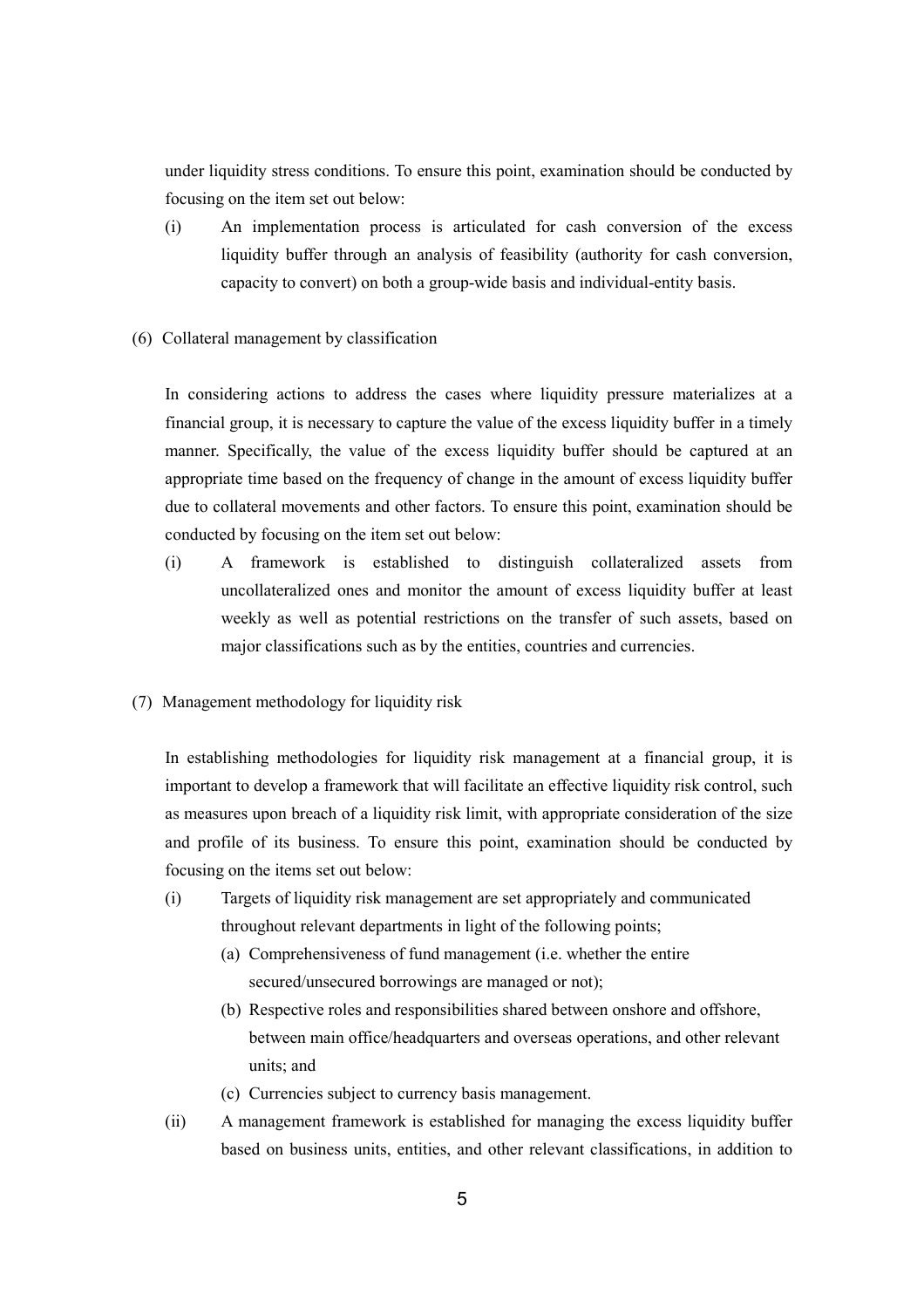under liquidity stress conditions. To ensure this point, examination should be conducted by focusing on the item set out below:

(i) An implementation process is articulated for cash conversion of the excess liquidity buffer through an analysis of feasibility (authority for cash conversion, capacity to convert) on both a group-wide basis and individual-entity basis.

(6) Collateral management by classification

In considering actions to address the cases where liquidity pressure materializes at a financial group, it is necessary to capture the value of the excess liquidity buffer in a timely manner. Specifically, the value of the excess liquidity buffer should be captured at an appropriate time based on the frequency of change in the amount of excess liquidity buffer due to collateral movements and other factors. To ensure this point, examination should be conducted by focusing on the item set out below:

(i) A framework is established to distinguish collateralized assets from uncollateralized ones and monitor the amount of excess liquidity buffer at least weekly as well as potential restrictions on the transfer of such assets, based on major classifications such as by the entities, countries and currencies.

(7) Management methodology for liquidity risk

In establishing methodologies for liquidity risk management at a financial group, it is important to develop a framework that will facilitate an effective liquidity risk control, such as measures upon breach of a liquidity risk limit, with appropriate consideration of the size and profile of its business. To ensure this point, examination should be conducted by focusing on the items set out below:

(i) Targets of liquidity risk management are set appropriately and communicated throughout relevant departments in light of the following points;
   - (a) Comprehensiveness of fund management (i.e. whether the entire secured/unsecured borrowings are managed or not);
   - (b) Respective roles and responsibilities shared between onshore and offshore, between main office/headquarters and overseas operations, and other relevant units; and
   - (c) Currencies subject to currency basis management.

(ii) A management framework is established for managing the excess liquidity buffer based on business units, entities, and other relevant classifications, in addition to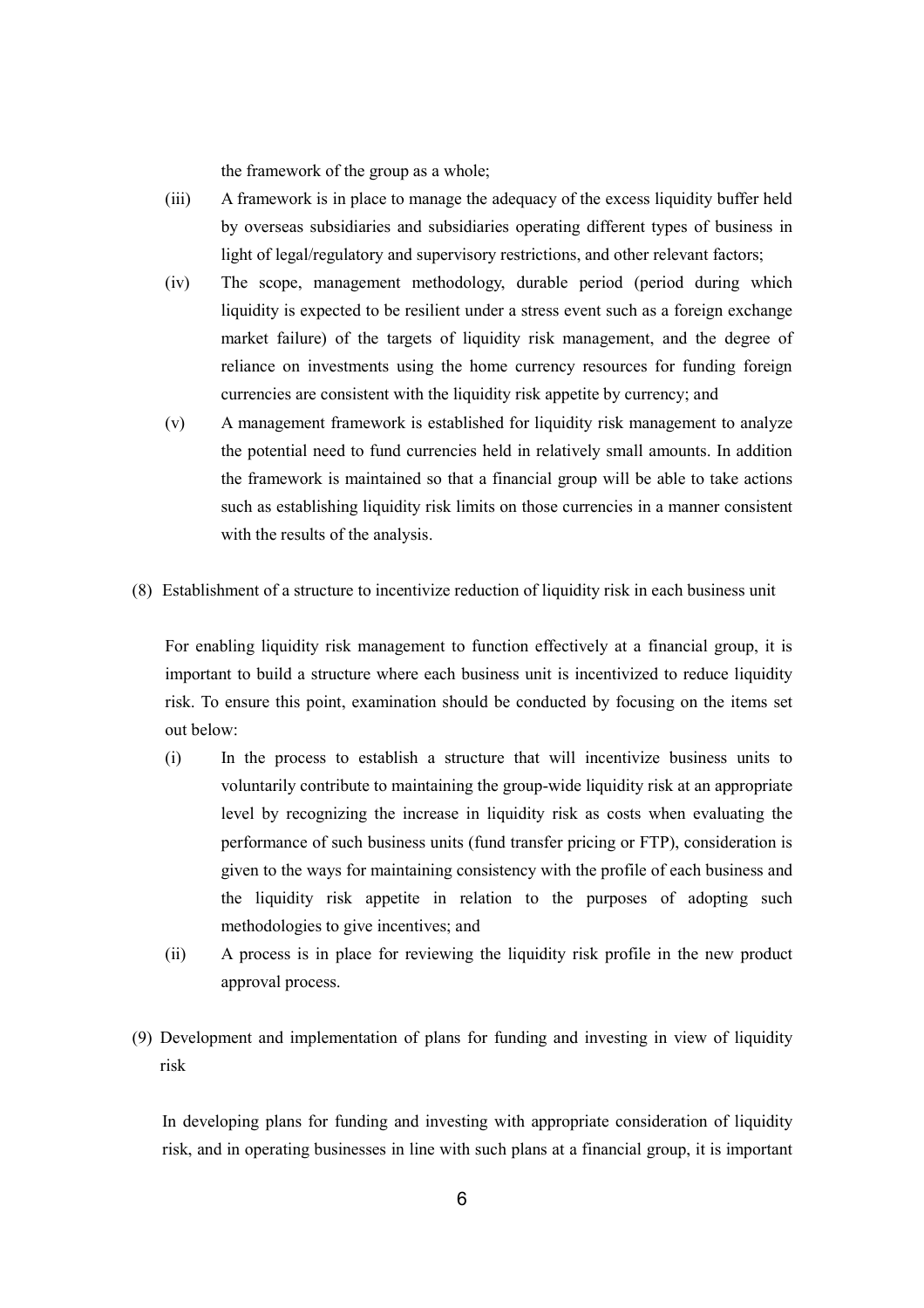the framework of the group as a whole;

(iii) A framework is in place to manage the adequacy of the excess liquidity buffer held by overseas subsidiaries and subsidiaries operating different types of business in light of legal/regulatory and supervisory restrictions, and other relevant factors;

(iv) The scope, management methodology, durable period (period during which liquidity is expected to be resilient under a stress event such as a foreign exchange market failure) of the targets of liquidity risk management, and the degree of reliance on investments using the home currency resources for funding foreign currencies are consistent with the liquidity risk appetite by currency; and

(v) A management framework is established for liquidity risk management to analyze the potential need to fund currencies held in relatively small amounts. In addition the framework is maintained so that a financial group will be able to take actions such as establishing liquidity risk limits on those currencies in a manner consistent with the results of the analysis.

(8) Establishment of a structure to incentivize reduction of liquidity risk in each business unit

For enabling liquidity risk management to function effectively at a financial group, it is important to build a structure where each business unit is incentivized to reduce liquidity risk. To ensure this point, examination should be conducted by focusing on the items set out below:

(i) In the process to establish a structure that will incentivize business units to voluntarily contribute to maintaining the group-wide liquidity risk at an appropriate level by recognizing the increase in liquidity risk as costs when evaluating the performance of such business units (fund transfer pricing or FTP), consideration is given to the ways for maintaining consistency with the profile of each business and the liquidity risk appetite in relation to the purposes of adopting such methodologies to give incentives; and

(ii) A process is in place for reviewing the liquidity risk profile in the new product approval process.

(9) Development and implementation of plans for funding and investing in view of liquidity risk

In developing plans for funding and investing with appropriate consideration of liquidity risk, and in operating businesses in line with such plans at a financial group, it is important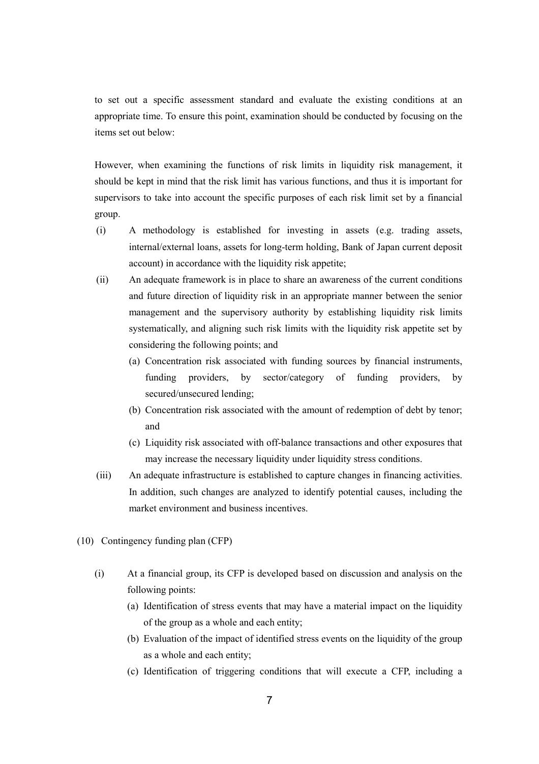to set out a specific assessment standard and evaluate the existing conditions at an appropriate time. To ensure this point, examination should be conducted by focusing on the items set out below:

However, when examining the functions of risk limits in liquidity risk management, it should be kept in mind that the risk limit has various functions, and thus it is important for supervisors to take into account the specific purposes of each risk limit set by a financial group.

(i) A methodology is established for investing in assets (e.g. trading assets, internal/external loans, assets for long-term holding, Bank of Japan current deposit account) in accordance with the liquidity risk appetite;

(ii) An adequate framework is in place to share an awareness of the current conditions and future direction of liquidity risk in an appropriate manner between the senior management and the supervisory authority by establishing liquidity risk limits systematically, and aligning such risk limits with the liquidity risk appetite set by considering the following points; and

  (a) Concentration risk associated with funding sources by financial instruments, funding providers, by sector/category of funding providers, by secured/unsecured lending;

  (b) Concentration risk associated with the amount of redemption of debt by tenor; and

  (c) Liquidity risk associated with off-balance transactions and other exposures that may increase the necessary liquidity under liquidity stress conditions.

(iii) An adequate infrastructure is established to capture changes in financing activities. In addition, such changes are analyzed to identify potential causes, including the market environment and business incentives.

(10) Contingency funding plan (CFP)

(i) At a financial group, its CFP is developed based on discussion and analysis on the following points:

  (a) Identification of stress events that may have a material impact on the liquidity of the group as a whole and each entity;

  (b) Evaluation of the impact of identified stress events on the liquidity of the group as a whole and each entity;

  (c) Identification of triggering conditions that will execute a CFP, including a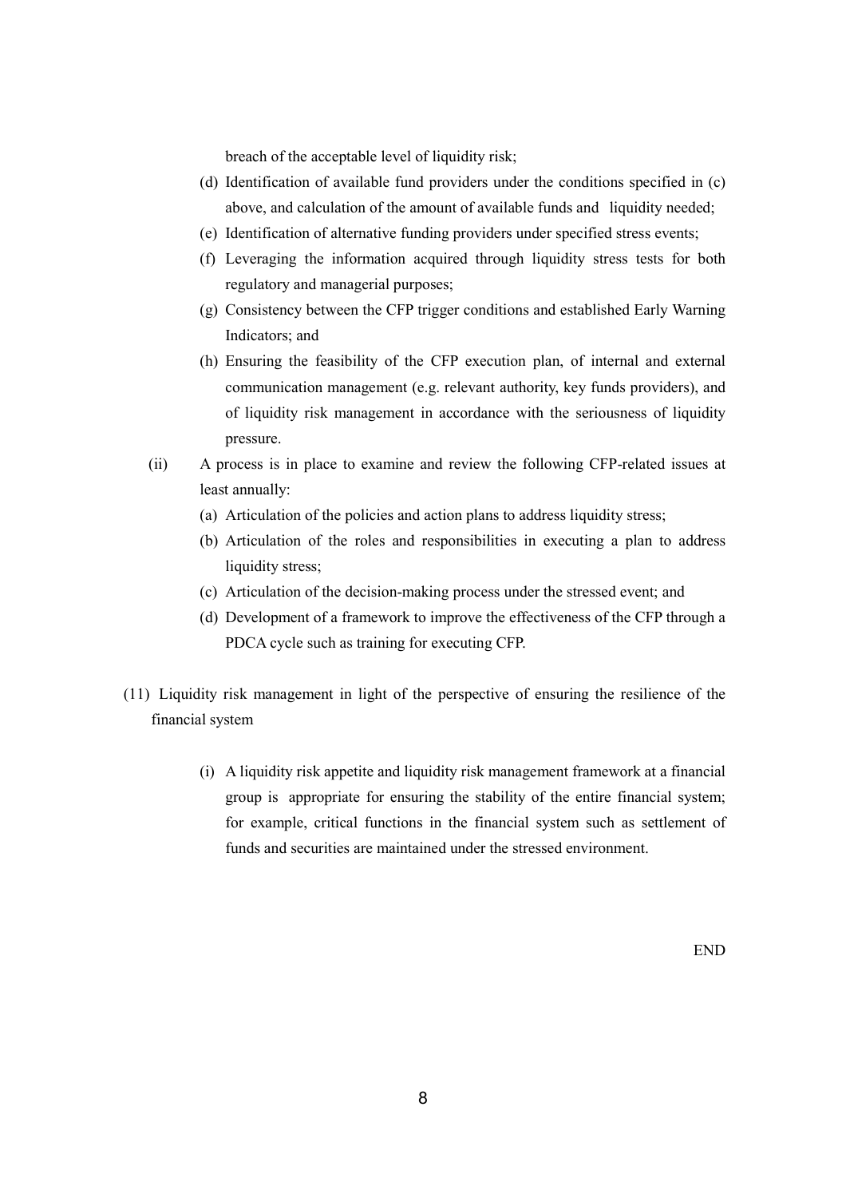breach of the acceptable level of liquidity risk;

(d) Identification of available fund providers under the conditions specified in (c) above, and calculation of the amount of available funds and liquidity needed;

(e) Identification of alternative funding providers under specified stress events;

(f) Leveraging the information acquired through liquidity stress tests for both regulatory and managerial purposes;

(g) Consistency between the CFP trigger conditions and established Early Warning Indicators; and

(h) Ensuring the feasibility of the CFP execution plan, of internal and external communication management (e.g. relevant authority, key funds providers), and of liquidity risk management in accordance with the seriousness of liquidity pressure.

(ii) A process is in place to examine and review the following CFP-related issues at least annually:

(a) Articulation of the policies and action plans to address liquidity stress;

(b) Articulation of the roles and responsibilities in executing a plan to address liquidity stress;

(c) Articulation of the decision-making process under the stressed event; and

(d) Development of a framework to improve the effectiveness of the CFP through a PDCA cycle such as training for executing CFP.

(11) Liquidity risk management in light of the perspective of ensuring the resilience of the financial system

(i) A liquidity risk appetite and liquidity risk management framework at a financial group is appropriate for ensuring the stability of the entire financial system; for example, critical functions in the financial system such as settlement of funds and securities are maintained under the stressed environment.

END